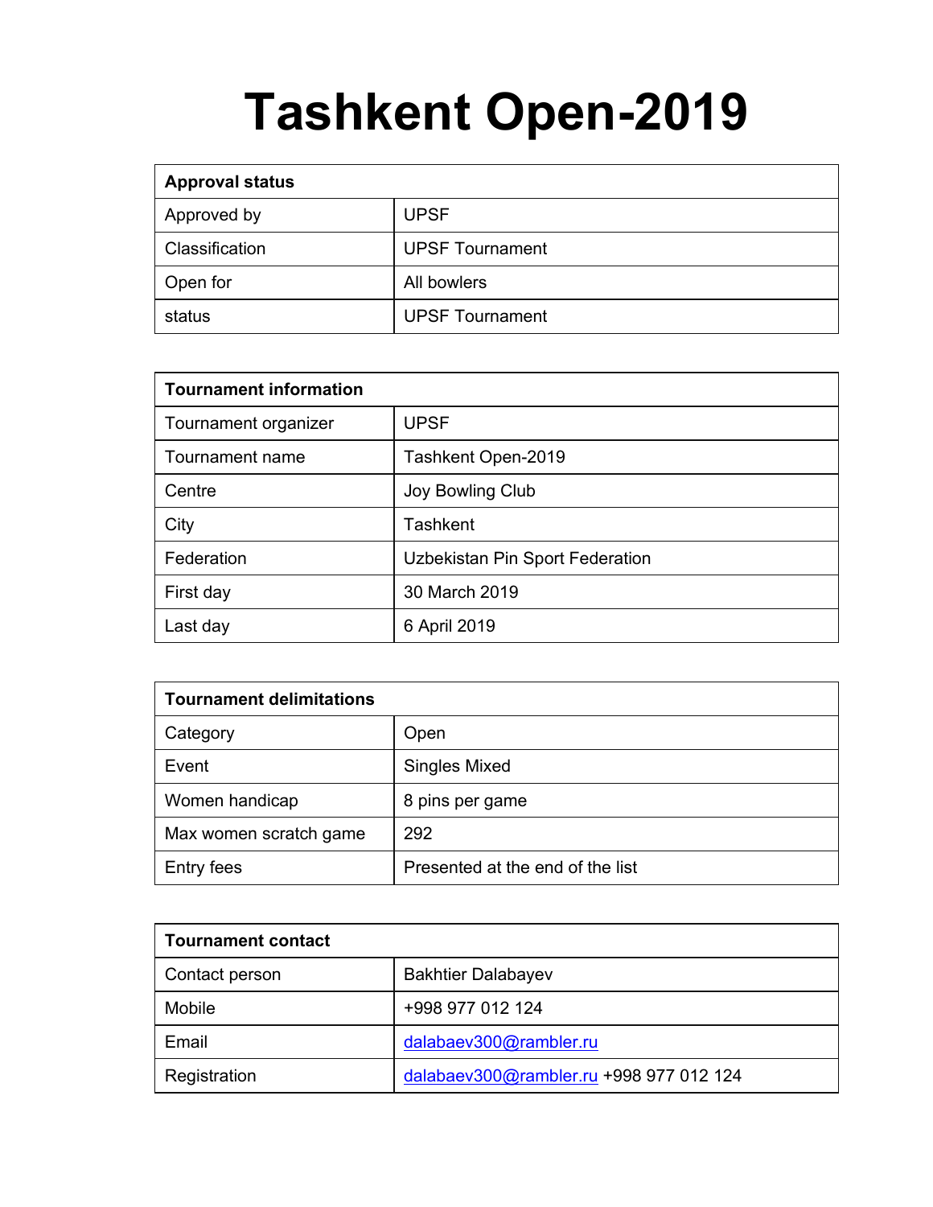# Tashkent Open-2019

| Approval status | |
|---|---|
| Approved by | UPSF |
| Classification | UPSF Tournament |
| Open for | All bowlers |
| status | UPSF Tournament |

| Tournament information | |
|---|---|
| Tournament organizer | UPSF |
| Tournament name | Tashkent Open-2019 |
| Centre | Joy Bowling Club |
| City | Tashkent |
| Federation | Uzbekistan Pin Sport Federation |
| First day | 30 March 2019 |
| Last day | 6 April 2019 |

| Tournament delimitations | |
|---|---|
| Category | Open |
| Event | Singles Mixed |
| Women handicap | 8 pins per game |
| Max women scratch game | 292 |
| Entry fees | Presented at the end of the list |

| Tournament contact | |
|---|---|
| Contact person | Bakhtier Dalabayev |
| Mobile | +998 977 012 124 |
| Email | dalabaev300@rambler.ru |
| Registration | dalabaev300@rambler.ru +998 977 012 124 |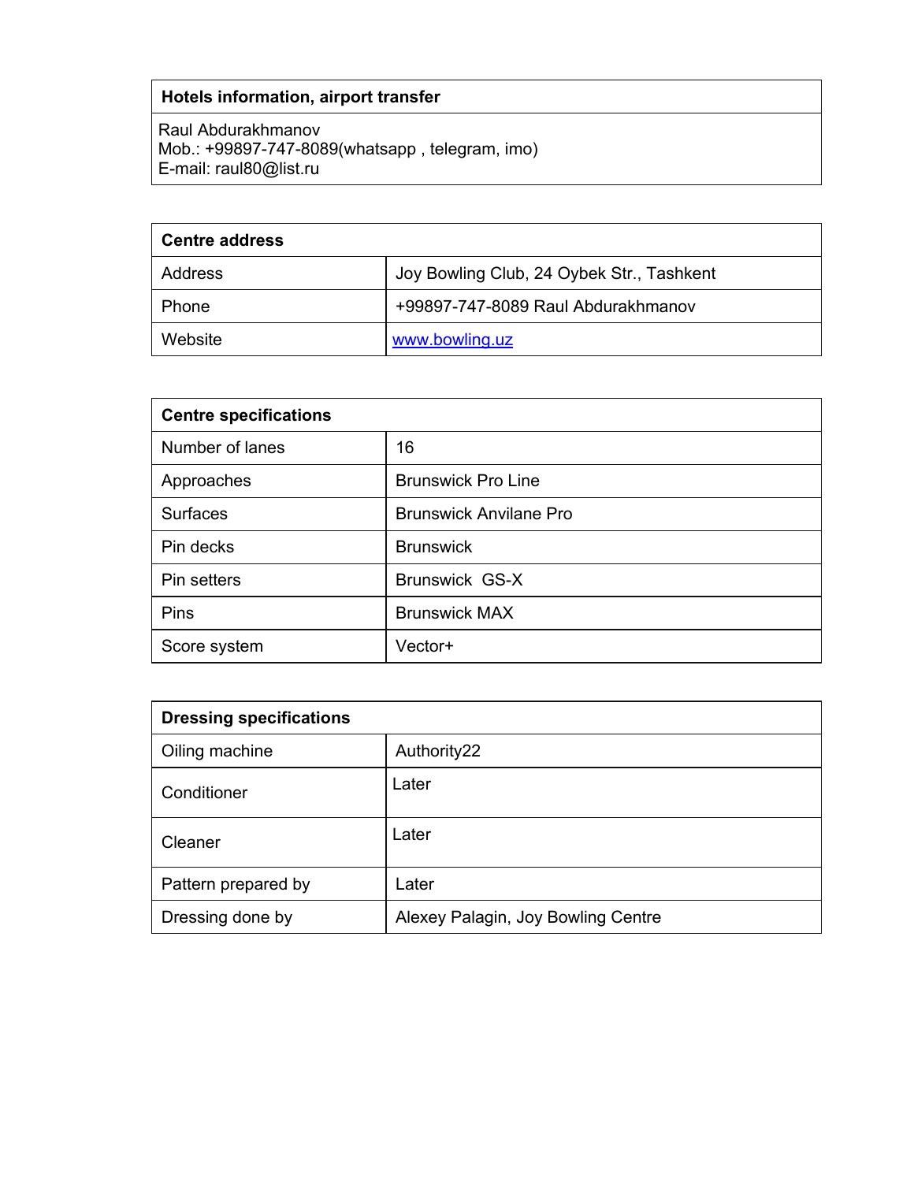| Hotels information, airport transfer |
|---|
| Raul Abdurakhmanov<br>Mob.: +99897-747-8089(whatsapp , telegram, imo)<br>E-mail: raul80@list.ru |

| Centre address | |
|---|---|
| Address | Joy Bowling Club, 24 Oybek Str., Tashkent |
| Phone | +99897-747-8089 Raul Abdurakhmanov |
| Website | [www.bowling.uz](http://www.bowling.uz) |

| Centre specifications | |
|---|---|
| Number of lanes | 16 |
| Approaches | Brunswick Pro Line |
| Surfaces | Brunswick Anvilane Pro |
| Pin decks | Brunswick |
| Pin setters | Brunswick GS-X |
| Pins | Brunswick MAX |
| Score system | Vector+ |

| Dressing specifications | |
|---|---|
| Oiling machine | Authority22 |
| Conditioner | Later |
| Cleaner | Later |
| Pattern prepared by | Later |
| Dressing done by | Alexey Palagin, Joy Bowling Centre |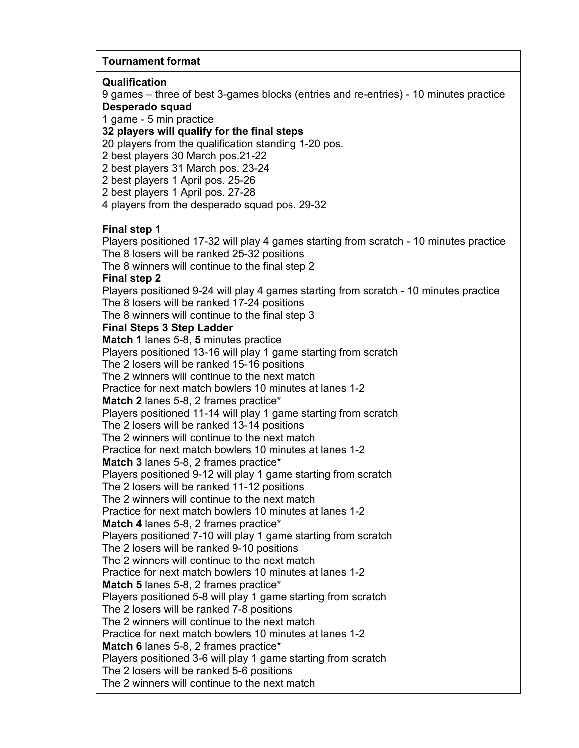**Tournament format**

**Qualification**
9 games – three of best 3-games blocks (entries and re-entries) - 10 minutes practice
**Desperado squad**
1 game - 5 min practice
**32 players will qualify for the final steps**
20 players from the qualification standing 1-20 pos.
2 best players 30 March pos.21-22
2 best players 31 March pos. 23-24
2 best players 1 April pos. 25-26
2 best players 1 April pos. 27-28
4 players from the desperado squad pos. 29-32

**Final step 1**
Players positioned 17-32 will play 4 games starting from scratch - 10 minutes practice
The 8 losers will be ranked 25-32 positions
The 8 winners will continue to the final step 2
**Final step 2**
Players positioned 9-24 will play 4 games starting from scratch - 10 minutes practice
The 8 losers will be ranked 17-24 positions
The 8 winners will continue to the final step 3
**Final Steps 3 Step Ladder**
**Match 1** lanes 5-8, **5** minutes practice
Players positioned 13-16 will play 1 game starting from scratch
The 2 losers will be ranked 15-16 positions
The 2 winners will continue to the next match
Practice for next match bowlers 10 minutes at lanes 1-2
**Match 2** lanes 5-8, 2 frames practice*
Players positioned 11-14 will play 1 game starting from scratch
The 2 losers will be ranked 13-14 positions
The 2 winners will continue to the next match
Practice for next match bowlers 10 minutes at lanes 1-2
**Match 3** lanes 5-8, 2 frames practice*
Players positioned 9-12 will play 1 game starting from scratch
The 2 losers will be ranked 11-12 positions
The 2 winners will continue to the next match
Practice for next match bowlers 10 minutes at lanes 1-2
**Match 4** lanes 5-8, 2 frames practice*
Players positioned 7-10 will play 1 game starting from scratch
The 2 losers will be ranked 9-10 positions
The 2 winners will continue to the next match
Practice for next match bowlers 10 minutes at lanes 1-2
**Match 5** lanes 5-8, 2 frames practice*
Players positioned 5-8 will play 1 game starting from scratch
The 2 losers will be ranked 7-8 positions
The 2 winners will continue to the next match
Practice for next match bowlers 10 minutes at lanes 1-2
**Match 6** lanes 5-8, 2 frames practice*
Players positioned 3-6 will play 1 game starting from scratch
The 2 losers will be ranked 5-6 positions
The 2 winners will continue to the next match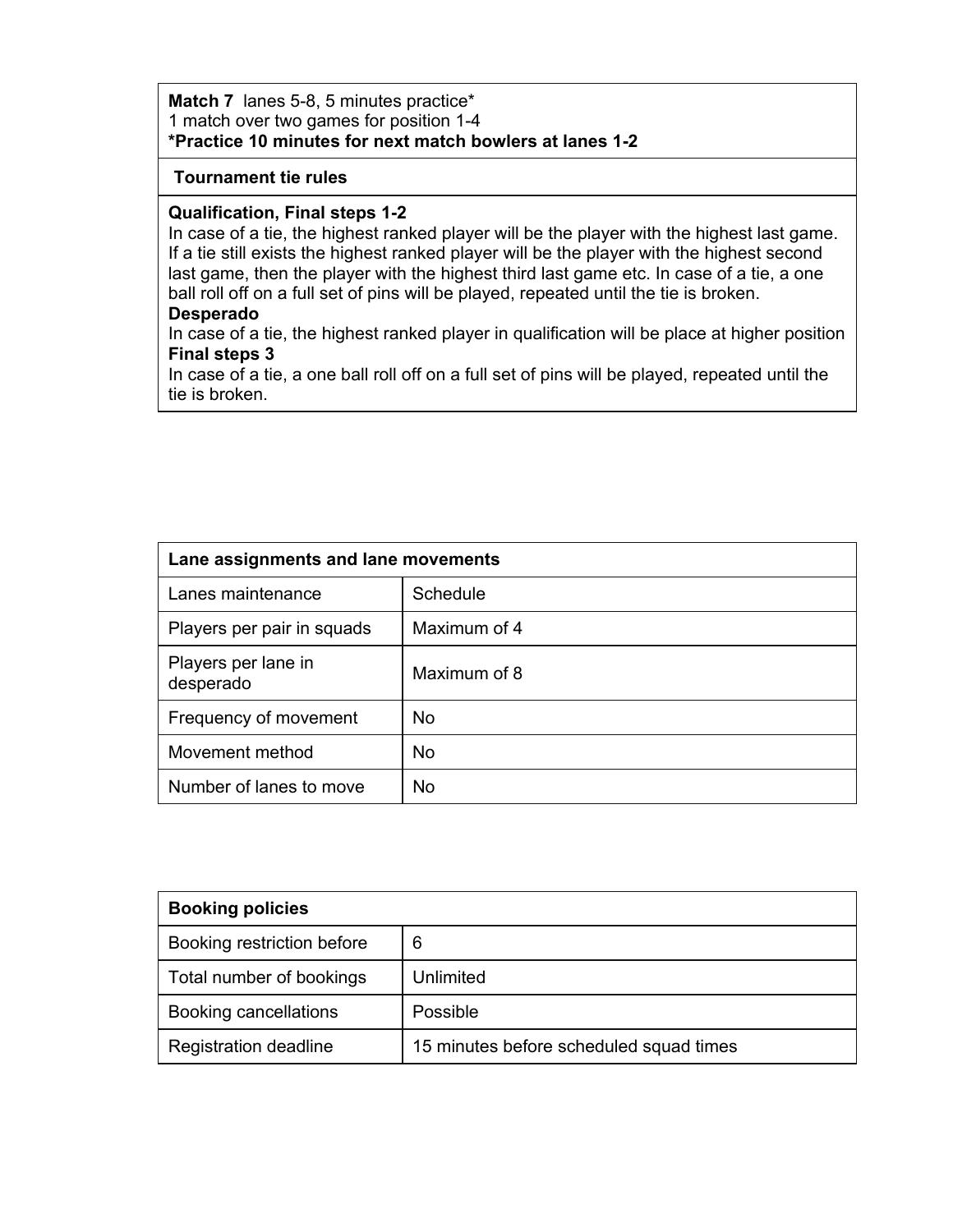**Match 7** lanes 5-8, 5 minutes practice*
1 match over two games for position 1-4
**\*Practice 10 minutes for next match bowlers at lanes 1-2**

**Tournament tie rules**

**Qualification, Final steps 1-2**
In case of a tie, the highest ranked player will be the player with the highest last game. If a tie still exists the highest ranked player will be the player with the highest second last game, then the player with the highest third last game etc. In case of a tie, a one ball roll off on a full set of pins will be played, repeated until the tie is broken.
**Desperado**
In case of a tie, the highest ranked player in qualification will be place at higher position
**Final steps 3**
In case of a tie, a one ball roll off on a full set of pins will be played, repeated until the tie is broken.

| Lane assignments and lane movements | |
|---|---|
| Lanes maintenance | Schedule |
| Players per pair in squads | Maximum of 4 |
| Players per lane in desperado | Maximum of 8 |
| Frequency of movement | No |
| Movement method | No |
| Number of lanes to move | No |

| Booking policies | |
|---|---|
| Booking restriction before | 6 |
| Total number of bookings | Unlimited |
| Booking cancellations | Possible |
| Registration deadline | 15 minutes before scheduled squad times |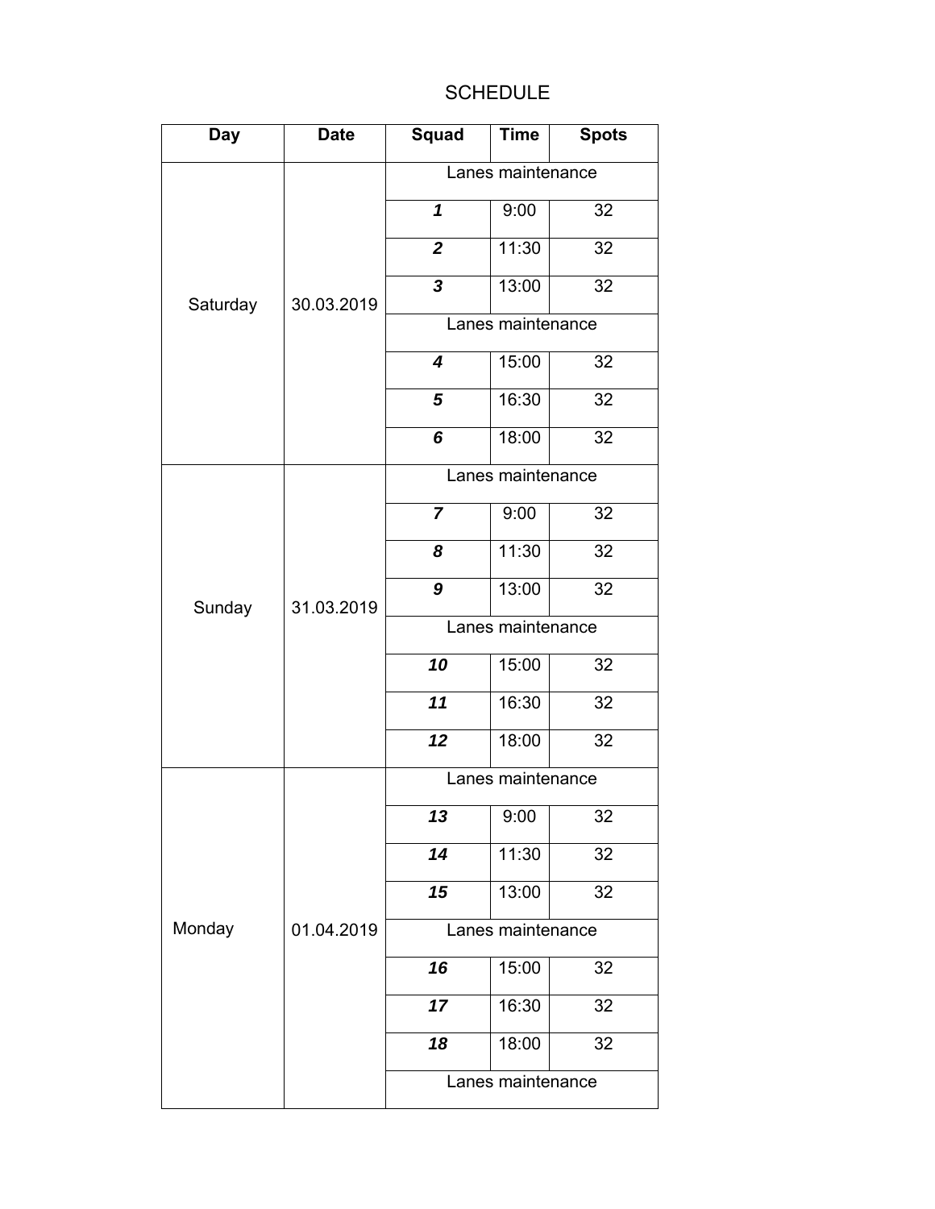SCHEDULE

| Day | Date | Squad | Time | Spots |
|---|---|---|---|---|
| Saturday | 30.03.2019 | Lanes maintenance | | |
| | | ***1*** | 9:00 | 32 |
| | | ***2*** | 11:30 | 32 |
| | | ***3*** | 13:00 | 32 |
| | | Lanes maintenance | | |
| | | ***4*** | 15:00 | 32 |
| | | ***5*** | 16:30 | 32 |
| | | ***6*** | 18:00 | 32 |
| Sunday | 31.03.2019 | Lanes maintenance | | |
| | | ***7*** | 9:00 | 32 |
| | | ***8*** | 11:30 | 32 |
| | | ***9*** | 13:00 | 32 |
| | | Lanes maintenance | | |
| | | ***10*** | 15:00 | 32 |
| | | ***11*** | 16:30 | 32 |
| | | ***12*** | 18:00 | 32 |
| Monday | 01.04.2019 | Lanes maintenance | | |
| | | ***13*** | 9:00 | 32 |
| | | ***14*** | 11:30 | 32 |
| | | ***15*** | 13:00 | 32 |
| | | Lanes maintenance | | |
| | | ***16*** | 15:00 | 32 |
| | | ***17*** | 16:30 | 32 |
| | | ***18*** | 18:00 | 32 |
| | | Lanes maintenance | | |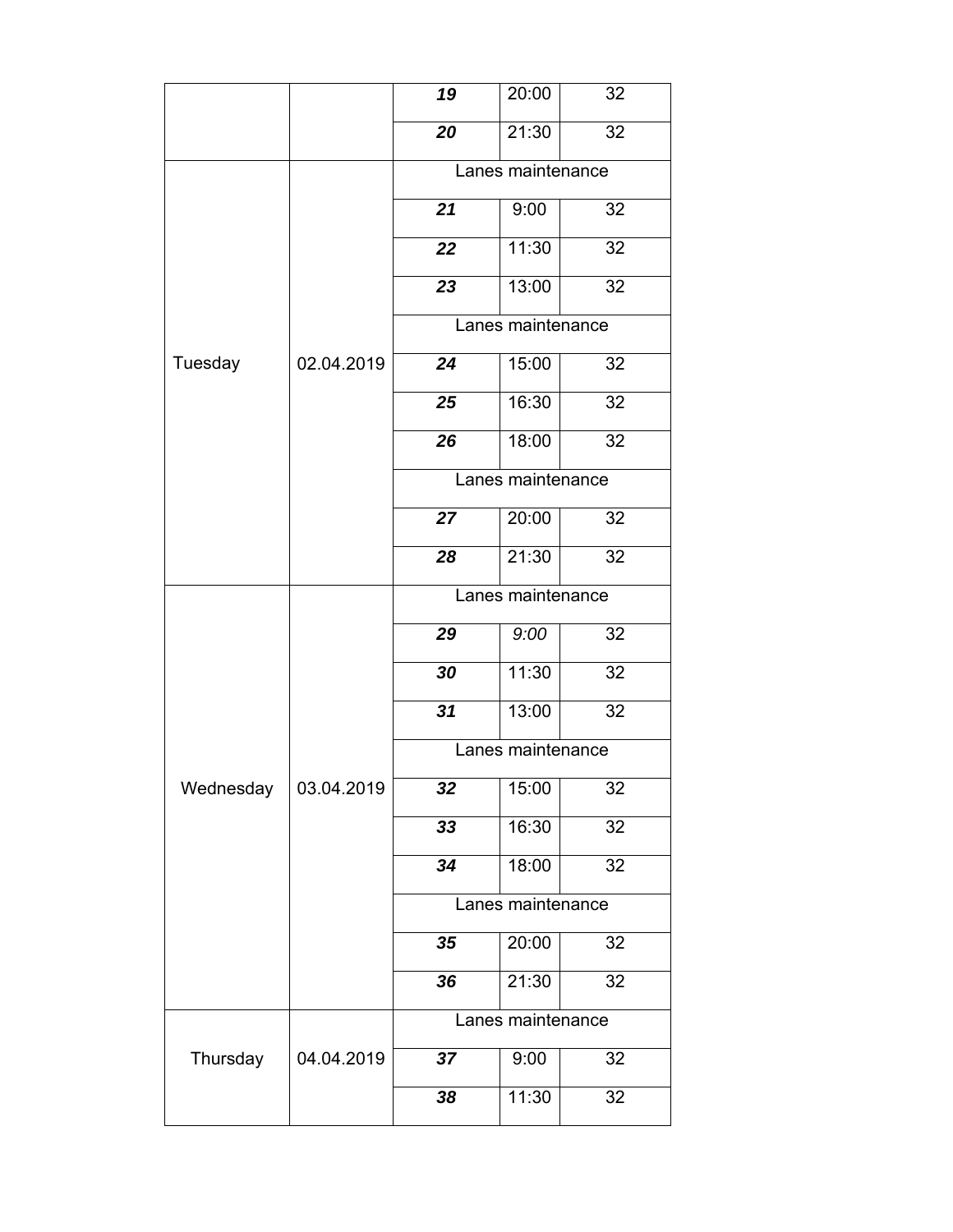| | | | | |
|---|---|---|---|---|
| | | ***19*** | 20:00 | 32 |
| | | ***20*** | 21:30 | 32 |
| Tuesday | 02.04.2019 | Lanes maintenance | | |
| | | ***21*** | 9:00 | 32 |
| | | ***22*** | 11:30 | 32 |
| | | ***23*** | 13:00 | 32 |
| | | Lanes maintenance | | |
| | | ***24*** | 15:00 | 32 |
| | | ***25*** | 16:30 | 32 |
| | | ***26*** | 18:00 | 32 |
| | | Lanes maintenance | | |
| | | ***27*** | 20:00 | 32 |
| | | ***28*** | 21:30 | 32 |
| Wednesday | 03.04.2019 | Lanes maintenance | | |
| | | ***29*** | *9:00* | 32 |
| | | ***30*** | 11:30 | 32 |
| | | ***31*** | 13:00 | 32 |
| | | Lanes maintenance | | |
| | | ***32*** | 15:00 | 32 |
| | | ***33*** | 16:30 | 32 |
| | | ***34*** | 18:00 | 32 |
| | | Lanes maintenance | | |
| | | ***35*** | 20:00 | 32 |
| | | ***36*** | 21:30 | 32 |
| Thursday | 04.04.2019 | Lanes maintenance | | |
| | | ***37*** | 9:00 | 32 |
| | | ***38*** | 11:30 | 32 |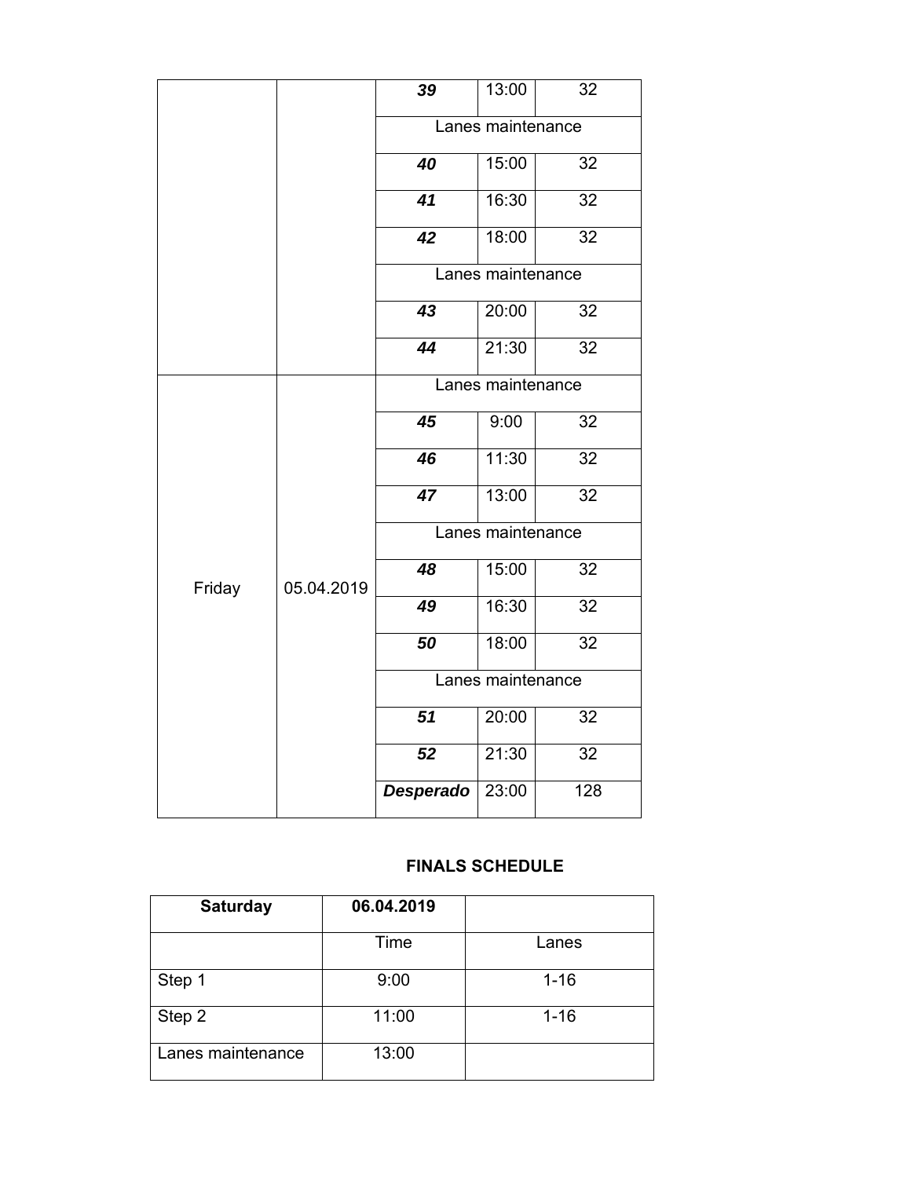| | | | | |
|---|---|---|---|---|
| | | ***39*** | 13:00 | 32 |
| | | Lanes maintenance | | |
| | | ***40*** | 15:00 | 32 |
| | | ***41*** | 16:30 | 32 |
| | | ***42*** | 18:00 | 32 |
| | | Lanes maintenance | | |
| | | ***43*** | 20:00 | 32 |
| | | ***44*** | 21:30 | 32 |
| Friday | 05.04.2019 | Lanes maintenance | | |
| | | ***45*** | 9:00 | 32 |
| | | ***46*** | 11:30 | 32 |
| | | ***47*** | 13:00 | 32 |
| | | Lanes maintenance | | |
| | | ***48*** | 15:00 | 32 |
| | | ***49*** | 16:30 | 32 |
| | | ***50*** | 18:00 | 32 |
| | | Lanes maintenance | | |
| | | ***51*** | 20:00 | 32 |
| | | ***52*** | 21:30 | 32 |
| | | ***Desperado*** | 23:00 | 128 |

## FINALS SCHEDULE

| **Saturday** | **06.04.2019** | |
|---|---|---|
| | Time | Lanes |
| Step 1 | 9:00 | 1-16 |
| Step 2 | 11:00 | 1-16 |
| Lanes maintenance | 13:00 | |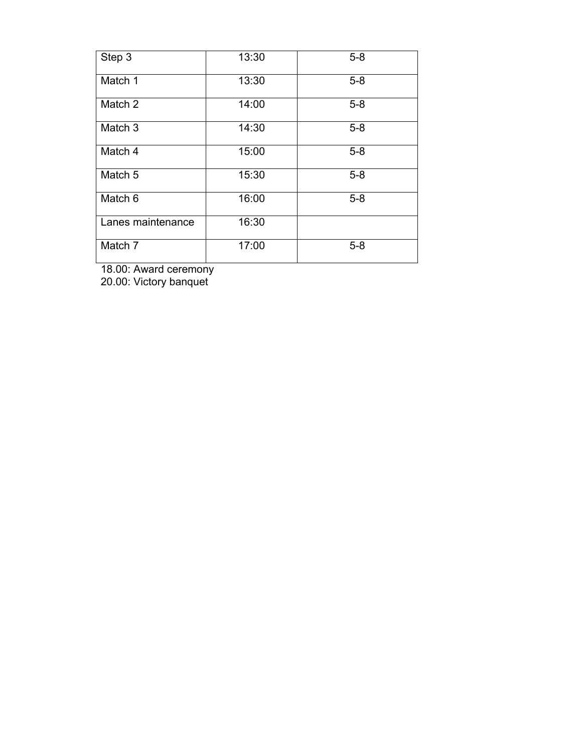| | | |
|---|---|---|
| Step 3 | 13:30 | 5-8 |
| Match 1 | 13:30 | 5-8 |
| Match 2 | 14:00 | 5-8 |
| Match 3 | 14:30 | 5-8 |
| Match 4 | 15:00 | 5-8 |
| Match 5 | 15:30 | 5-8 |
| Match 6 | 16:00 | 5-8 |
| Lanes maintenance | 16:30 | |
| Match 7 | 17:00 | 5-8 |

18.00: Award ceremony
20.00: Victory banquet